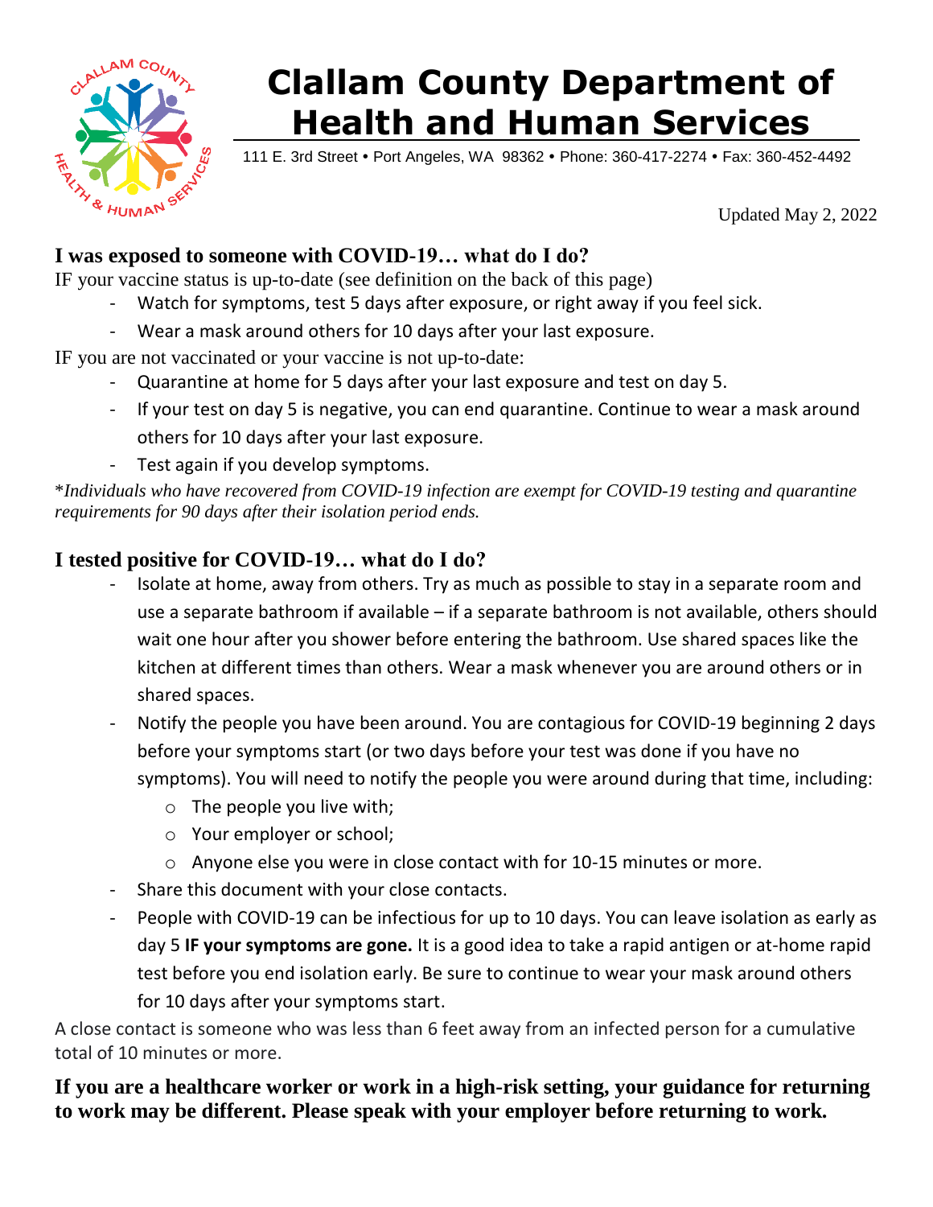# Clallam County Department of Health and Human Services

111 E. 3rd Street • Port Angeles, WA 98362 • Phone: 360-417-2274 • Fax: 360-452-4492

Updated May 2, 2022

## I was exposed to someone with COVID-19… what do I do?

IF your vaccine status is up-to-date (see definition on the back of this page)

- Watch for symptoms, test 5 days after exposure, or right away if you feel sick.
- Wear a mask around others for 10 days after your last exposure.

IF you are not vaccinated or your vaccine is not up-to-date:

- Quarantine at home for 5 days after your last exposure and test on day 5.
- If your test on day 5 is negative, you can end quarantine. Continue to wear a mask around others for 10 days after your last exposure.
- Test again if you develop symptoms.

**Individuals who have recovered from COVID-19 infection are exempt for COVID-19 testing and quarantine requirements for 90 days after their isolation period ends.*

## I tested positive for COVID-19… what do I do?

- Isolate at home, away from others. Try as much as possible to stay in a separate room and use a separate bathroom if available – if a separate bathroom is not available, others should wait one hour after you shower before entering the bathroom. Use shared spaces like the kitchen at different times than others. Wear a mask whenever you are around others or in shared spaces.
- Notify the people you have been around. You are contagious for COVID-19 beginning 2 days before your symptoms start (or two days before your test was done if you have no symptoms). You will need to notify the people you were around during that time, including:
    - The people you live with;
    - Your employer or school;
    - Anyone else you were in close contact with for 10-15 minutes or more.
- Share this document with your close contacts.
- People with COVID-19 can be infectious for up to 10 days. You can leave isolation as early as day 5 **IF your symptoms are gone.** It is a good idea to take a rapid antigen or at-home rapid test before you end isolation early. Be sure to continue to wear your mask around others for 10 days after your symptoms start.

A close contact is someone who was less than 6 feet away from an infected person for a cumulative total of 10 minutes or more.

**If you are a healthcare worker or work in a high-risk setting, your guidance for returning to work may be different. Please speak with your employer before returning to work.**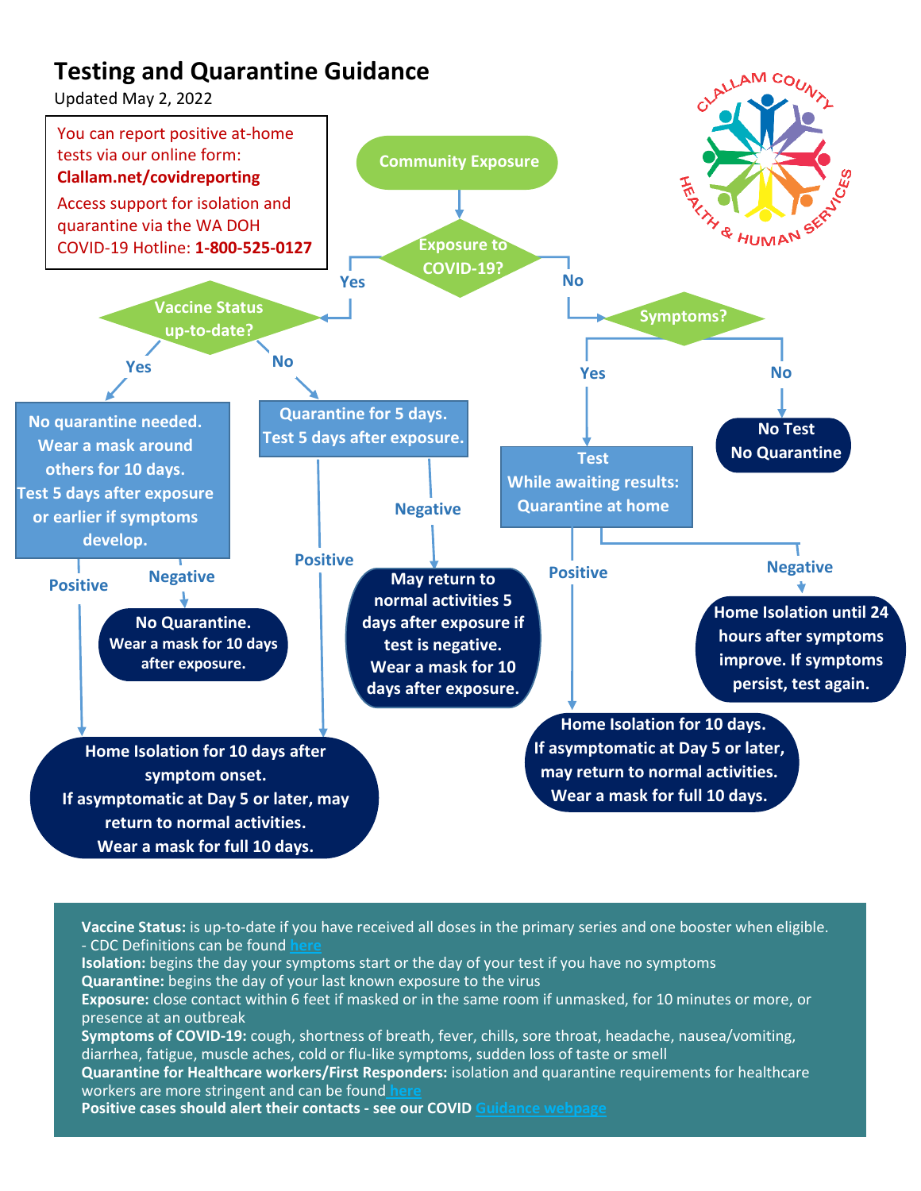# Testing and Quarantine Guidance

Updated May 2, 2022

You can report positive at-home tests via our online form: **Clallam.net/covidreporting**

Access support for isolation and quarantine via the WA DOH COVID-19 Hotline: **1-800-525-0127**

CLALLAM COUNTY HEALTH & HUMAN SERVICES

Community Exposure

Exposure to COVID-19?

Yes

Vaccine Status up-to-date?

Yes

No quarantine needed. Wear a mask around others for 10 days. Test 5 days after exposure or earlier if symptoms develop.

Positive

Negative

No Quarantine. Wear a mask for 10 days after exposure.

No

Quarantine for 5 days. Test 5 days after exposure.

Positive

Home Isolation for 10 days after symptom onset. If asymptomatic at Day 5 or later, may return to normal activities. Wear a mask for full 10 days.

Negative

May return to normal activities 5 days after exposure if test is negative. Wear a mask for 10 days after exposure.

No

Symptoms?

Yes

Test While awaiting results: Quarantine at home

Positive

Home Isolation for 10 days. If asymptomatic at Day 5 or later, may return to normal activities. Wear a mask for full 10 days.

Negative

Home Isolation until 24 hours after symptoms improve. If symptoms persist, test again.

No

No Test No Quarantine

**Vaccine Status:** is up-to-date if you have received all doses in the primary series and one booster when eligible.
- CDC Definitions can be found here

**Isolation:** begins the day your symptoms start or the day of your test if you have no symptoms

**Quarantine:** begins the day of your last known exposure to the virus

**Exposure:** close contact within 6 feet if masked or in the same room if unmasked, for 10 minutes or more, or presence at an outbreak

**Symptoms of COVID-19:** cough, shortness of breath, fever, chills, sore throat, headache, nausea/vomiting, diarrhea, fatigue, muscle aches, cold or flu-like symptoms, sudden loss of taste or smell

**Quarantine for Healthcare workers/First Responders:** isolation and quarantine requirements for healthcare workers are more stringent and can be found here

**Positive cases should alert their contacts - see our COVID Guidance webpage**